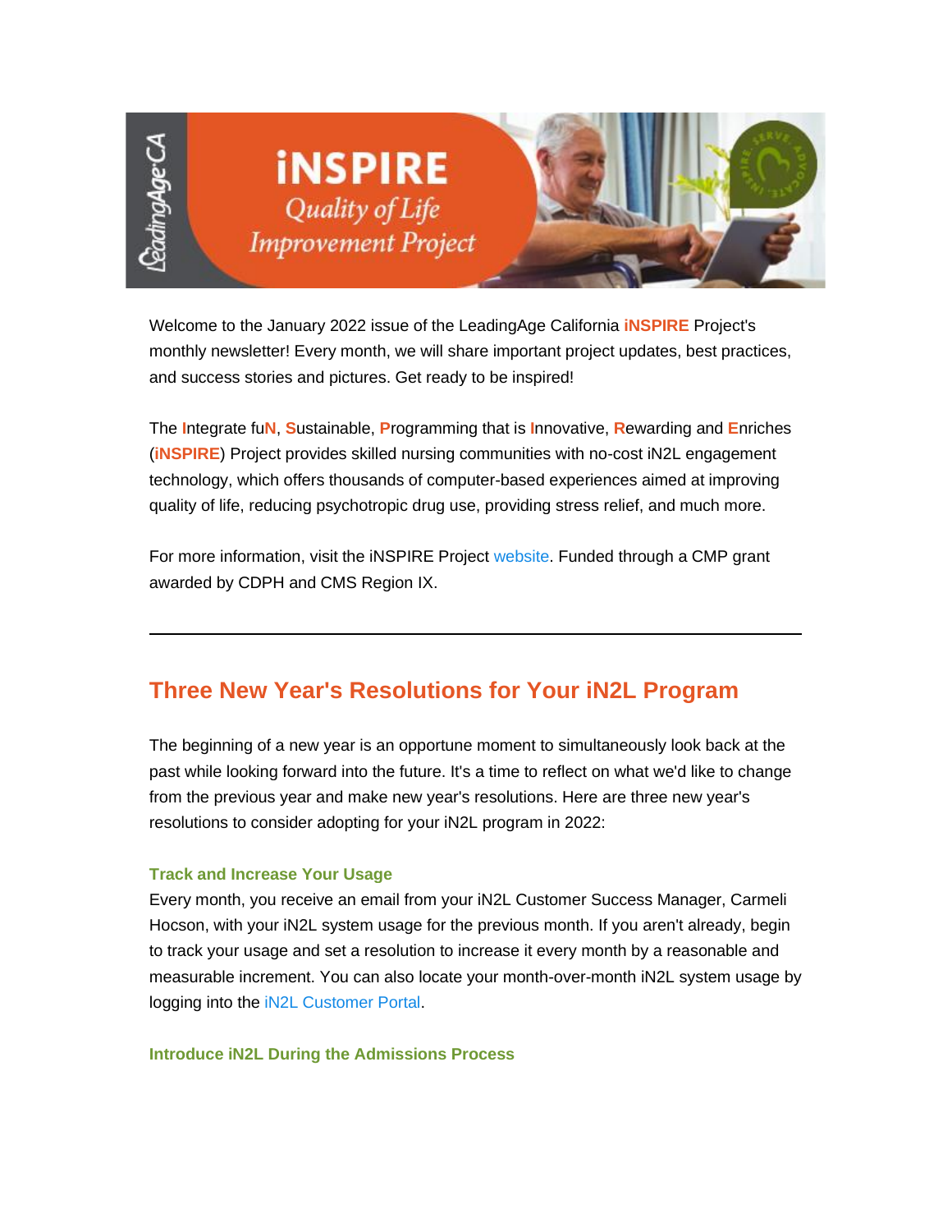Welcome to the January 2022 issue of the LeadingAge California **iNSPIRE** Project's monthly newsletter! Every month, we will share important project updates, best practices, and success stories and pictures. Get ready to be inspired!

The **I**ntegrate fu**N**, **S**ustainable, **P**rogramming that is **I**nnovative, **R**ewarding and **E**nriches (**iNSPIRE**) Project provides skilled nursing communities with no-cost iN2L engagement technology, which offers thousands of computer-based experiences aimed at improving quality of life, reducing psychotropic drug use, providing stress relief, and much more.

For more information, visit the iNSPIRE Project website. Funded through a CMP grant awarded by CDPH and CMS Region IX.

---

## Three New Year's Resolutions for Your iN2L Program

The beginning of a new year is an opportune moment to simultaneously look back at the past while looking forward into the future. It's a time to reflect on what we'd like to change from the previous year and make new year's resolutions. Here are three new year's resolutions to consider adopting for your iN2L program in 2022:

### Track and Increase Your Usage

Every month, you receive an email from your iN2L Customer Success Manager, Carmeli Hocson, with your iN2L system usage for the previous month. If you aren't already, begin to track your usage and set a resolution to increase it every month by a reasonable and measurable increment. You can also locate your month-over-month iN2L system usage by logging into the iN2L Customer Portal.

### Introduce iN2L During the Admissions Process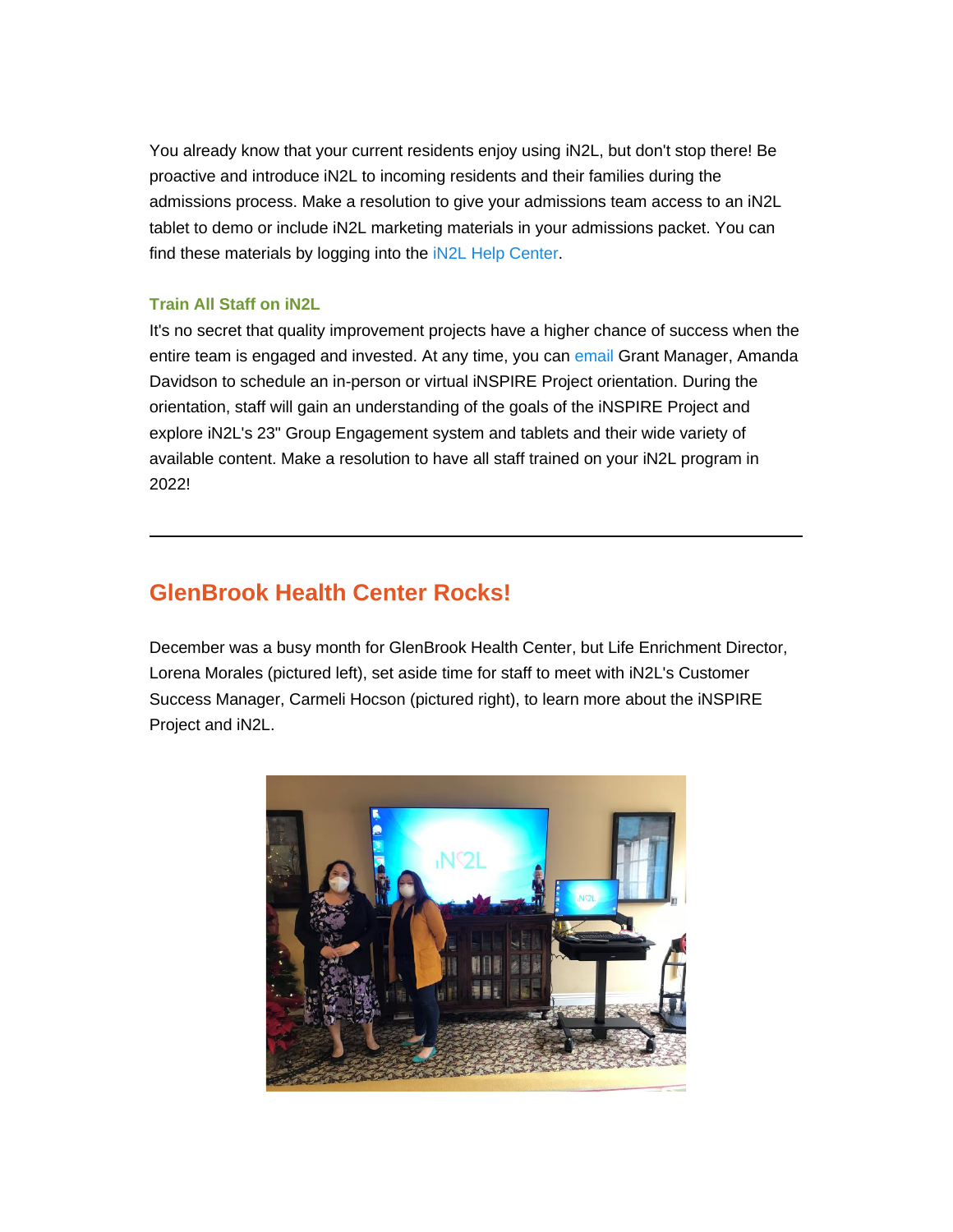You already know that your current residents enjoy using iN2L, but don't stop there! Be proactive and introduce iN2L to incoming residents and their families during the admissions process. Make a resolution to give your admissions team access to an iN2L tablet to demo or include iN2L marketing materials in your admissions packet. You can find these materials by logging into the iN2L Help Center.

### Train All Staff on iN2L

It's no secret that quality improvement projects have a higher chance of success when the entire team is engaged and invested. At any time, you can email Grant Manager, Amanda Davidson to schedule an in-person or virtual iNSPIRE Project orientation. During the orientation, staff will gain an understanding of the goals of the iNSPIRE Project and explore iN2L's 23" Group Engagement system and tablets and their wide variety of available content. Make a resolution to have all staff trained on your iN2L program in 2022!

---

## GlenBrook Health Center Rocks!

December was a busy month for GlenBrook Health Center, but Life Enrichment Director, Lorena Morales (pictured left), set aside time for staff to meet with iN2L's Customer Success Manager, Carmeli Hocson (pictured right), to learn more about the iNSPIRE Project and iN2L.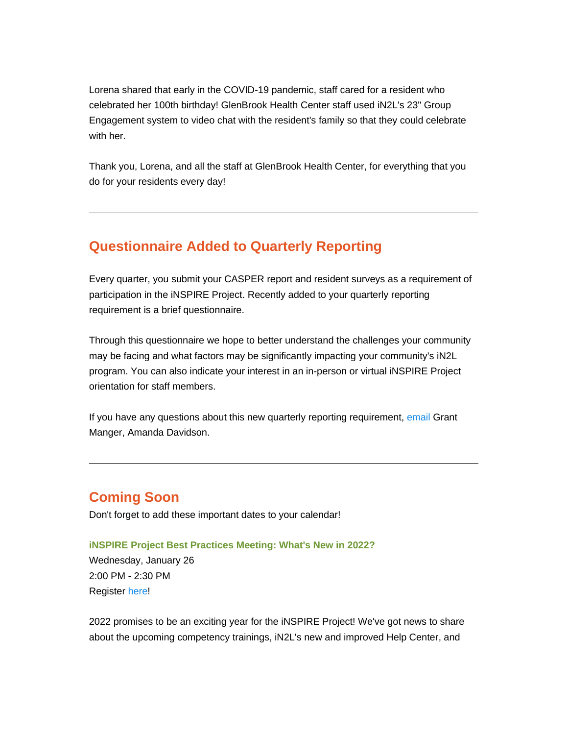Lorena shared that early in the COVID-19 pandemic, staff cared for a resident who celebrated her 100th birthday! GlenBrook Health Center staff used iN2L's 23" Group Engagement system to video chat with the resident's family so that they could celebrate with her.

Thank you, Lorena, and all the staff at GlenBrook Health Center, for everything that you do for your residents every day!

---

## Questionnaire Added to Quarterly Reporting

Every quarter, you submit your CASPER report and resident surveys as a requirement of participation in the iNSPIRE Project. Recently added to your quarterly reporting requirement is a brief questionnaire.

Through this questionnaire we hope to better understand the challenges your community may be facing and what factors may be significantly impacting your community's iN2L program. You can also indicate your interest in an in-person or virtual iNSPIRE Project orientation for staff members.

If you have any questions about this new quarterly reporting requirement, email Grant Manger, Amanda Davidson.

---

## Coming Soon

Don't forget to add these important dates to your calendar!

**iNSPIRE Project Best Practices Meeting: What's New in 2022?**
Wednesday, January 26
2:00 PM - 2:30 PM
Register here!

2022 promises to be an exciting year for the iNSPIRE Project! We've got news to share about the upcoming competency trainings, iN2L's new and improved Help Center, and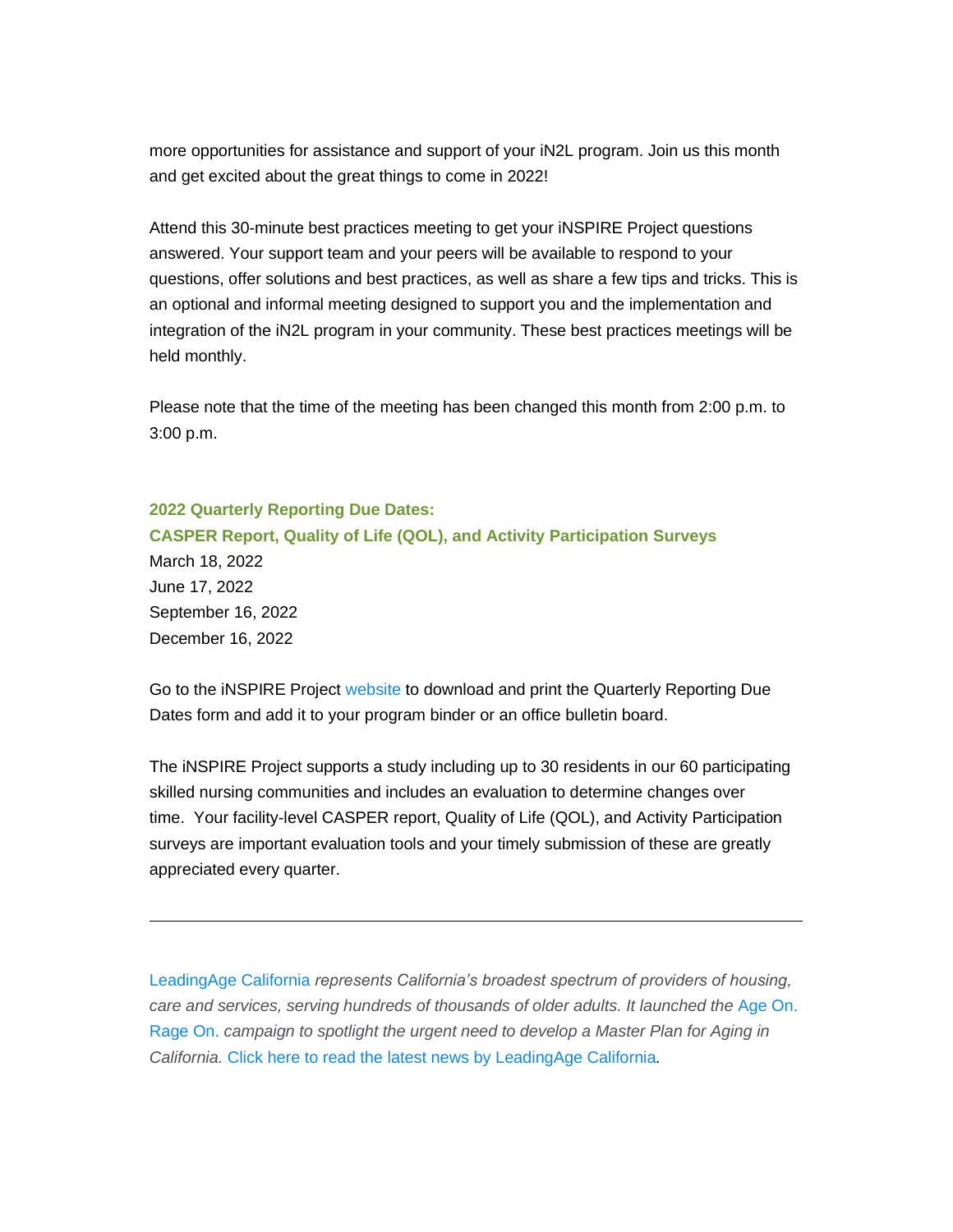more opportunities for assistance and support of your iN2L program. Join us this month and get excited about the great things to come in 2022!

Attend this 30-minute best practices meeting to get your iNSPIRE Project questions answered. Your support team and your peers will be available to respond to your questions, offer solutions and best practices, as well as share a few tips and tricks. This is an optional and informal meeting designed to support you and the implementation and integration of the iN2L program in your community. These best practices meetings will be held monthly.

Please note that the time of the meeting has been changed this month from 2:00 p.m. to 3:00 p.m.

**2022 Quarterly Reporting Due Dates:**
**CASPER Report, Quality of Life (QOL), and Activity Participation Surveys**

March 18, 2022
June 17, 2022
September 16, 2022
December 16, 2022

Go to the iNSPIRE Project website to download and print the Quarterly Reporting Due Dates form and add it to your program binder or an office bulletin board.

The iNSPIRE Project supports a study including up to 30 residents in our 60 participating skilled nursing communities and includes an evaluation to determine changes over time. Your facility-level CASPER report, Quality of Life (QOL), and Activity Participation surveys are important evaluation tools and your timely submission of these are greatly appreciated every quarter.

---

LeadingAge California *represents California's broadest spectrum of providers of housing, care and services, serving hundreds of thousands of older adults. It launched the* Age On. Rage On. *campaign to spotlight the urgent need to develop a Master Plan for Aging in California.* Click here to read the latest news by LeadingAge California*.*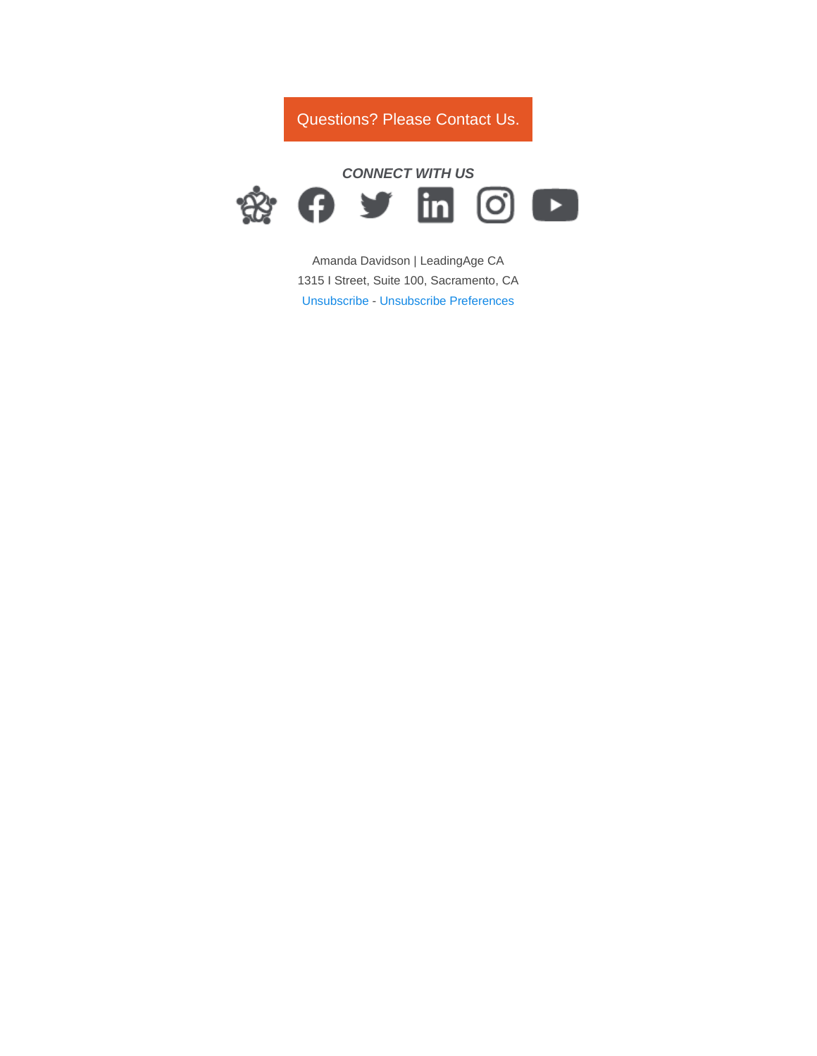Questions? Please Contact Us.

***CONNECT WITH US***

Amanda Davidson | LeadingAge CA

1315 I Street, Suite 100, Sacramento, CA

Unsubscribe - Unsubscribe Preferences